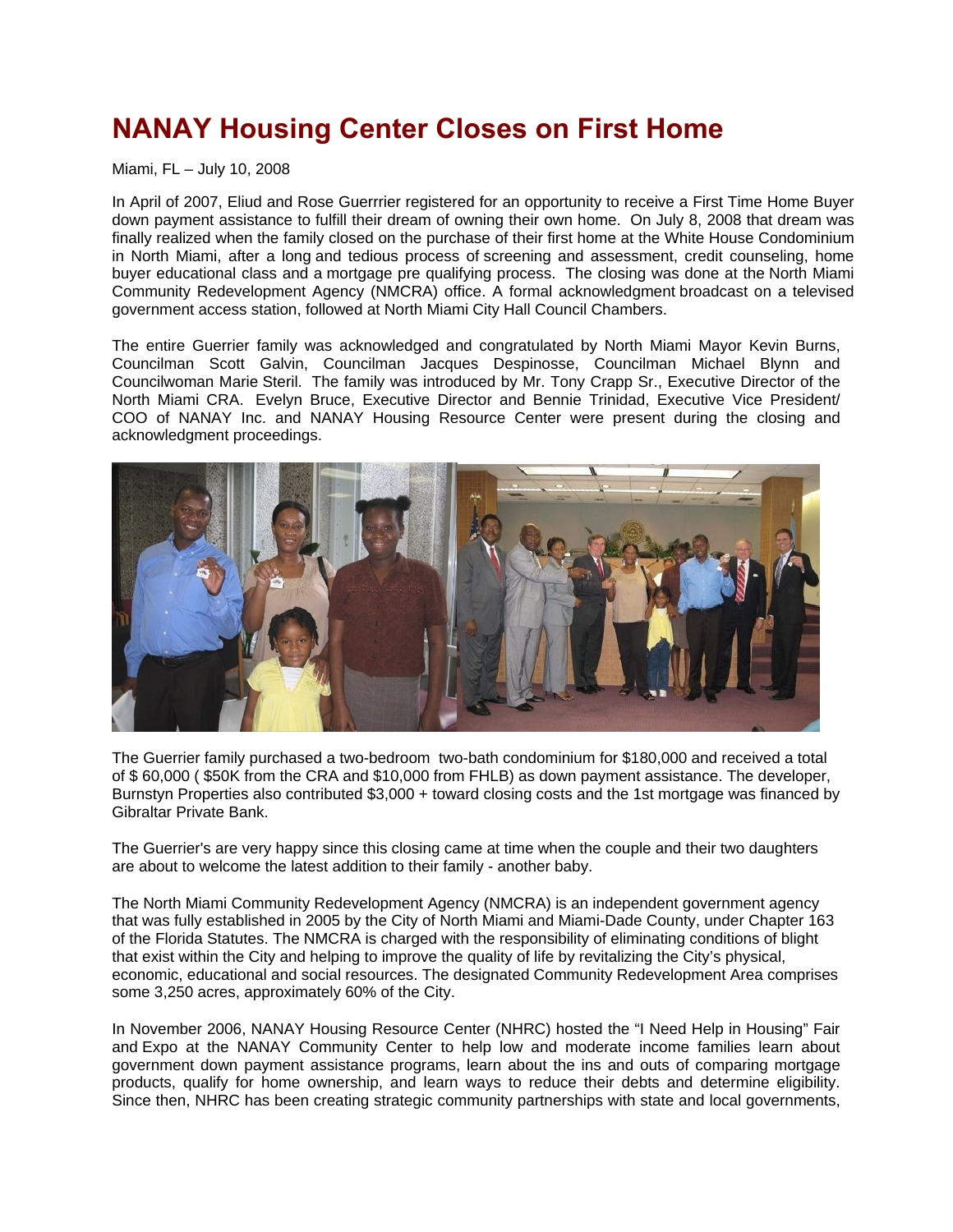# NANAY Housing Center Closes on First Home

Miami, FL – July 10, 2008

In April of 2007, Eliud and Rose Guerrrier registered for an opportunity to receive a First Time Home Buyer down payment assistance to fulfill their dream of owning their own home. On July 8, 2008 that dream was finally realized when the family closed on the purchase of their first home at the White House Condominium in North Miami, after a long and tedious process of screening and assessment, credit counseling, home buyer educational class and a mortgage pre qualifying process. The closing was done at the North Miami Community Redevelopment Agency (NMCRA) office. A formal acknowledgment broadcast on a televised government access station, followed at North Miami City Hall Council Chambers.

The entire Guerrier family was acknowledged and congratulated by North Miami Mayor Kevin Burns, Councilman Scott Galvin, Councilman Jacques Despinosse, Councilman Michael Blynn and Councilwoman Marie Steril. The family was introduced by Mr. Tony Crapp Sr., Executive Director of the North Miami CRA. Evelyn Bruce, Executive Director and Bennie Trinidad, Executive Vice President/ COO of NANAY Inc. and NANAY Housing Resource Center were present during the closing and acknowledgment proceedings.

The Guerrier family purchased a two-bedroom two-bath condominium for $180,000 and received a total of $ 60,000 ( $50K from the CRA and $10,000 from FHLB) as down payment assistance. The developer, Burnstyn Properties also contributed $3,000 + toward closing costs and the 1st mortgage was financed by Gibraltar Private Bank.

The Guerrier's are very happy since this closing came at time when the couple and their two daughters are about to welcome the latest addition to their family - another baby.

The North Miami Community Redevelopment Agency (NMCRA) is an independent government agency that was fully established in 2005 by the City of North Miami and Miami-Dade County, under Chapter 163 of the Florida Statutes. The NMCRA is charged with the responsibility of eliminating conditions of blight that exist within the City and helping to improve the quality of life by revitalizing the City's physical, economic, educational and social resources. The designated Community Redevelopment Area comprises some 3,250 acres, approximately 60% of the City.

In November 2006, NANAY Housing Resource Center (NHRC) hosted the "I Need Help in Housing" Fair and Expo at the NANAY Community Center to help low and moderate income families learn about government down payment assistance programs, learn about the ins and outs of comparing mortgage products, qualify for home ownership, and learn ways to reduce their debts and determine eligibility. Since then, NHRC has been creating strategic community partnerships with state and local governments,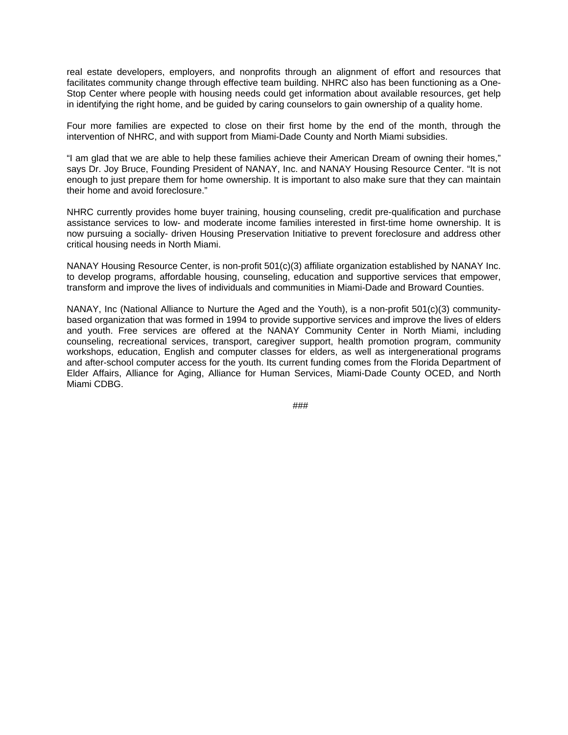real estate developers, employers, and nonprofits through an alignment of effort and resources that facilitates community change through effective team building. NHRC also has been functioning as a One-Stop Center where people with housing needs could get information about available resources, get help in identifying the right home, and be guided by caring counselors to gain ownership of a quality home.

Four more families are expected to close on their first home by the end of the month, through the intervention of NHRC, and with support from Miami-Dade County and North Miami subsidies.

"I am glad that we are able to help these families achieve their American Dream of owning their homes," says Dr. Joy Bruce, Founding President of NANAY, Inc. and NANAY Housing Resource Center. "It is not enough to just prepare them for home ownership. It is important to also make sure that they can maintain their home and avoid foreclosure."

NHRC currently provides home buyer training, housing counseling, credit pre-qualification and purchase assistance services to low- and moderate income families interested in first-time home ownership. It is now pursuing a socially- driven Housing Preservation Initiative to prevent foreclosure and address other critical housing needs in North Miami.

NANAY Housing Resource Center, is non-profit 501(c)(3) affiliate organization established by NANAY Inc. to develop programs, affordable housing, counseling, education and supportive services that empower, transform and improve the lives of individuals and communities in Miami-Dade and Broward Counties.

NANAY, Inc (National Alliance to Nurture the Aged and the Youth), is a non-profit 501(c)(3) community-based organization that was formed in 1994 to provide supportive services and improve the lives of elders and youth. Free services are offered at the NANAY Community Center in North Miami, including counseling, recreational services, transport, caregiver support, health promotion program, community workshops, education, English and computer classes for elders, as well as intergenerational programs and after-school computer access for the youth. Its current funding comes from the Florida Department of Elder Affairs, Alliance for Aging, Alliance for Human Services, Miami-Dade County OCED, and North Miami CDBG.

###